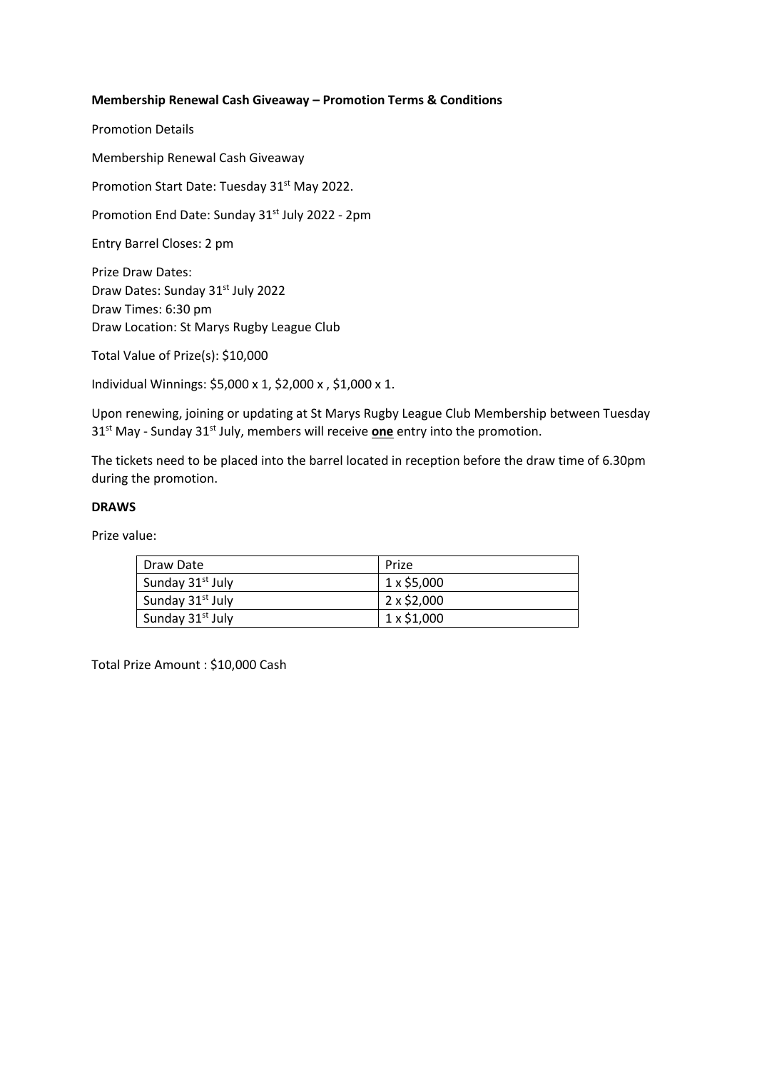**Membership Renewal Cash Giveaway – Promotion Terms & Conditions**

Promotion Details

Membership Renewal Cash Giveaway

Promotion Start Date: Tuesday 31st May 2022.

Promotion End Date: Sunday 31st July 2022 - 2pm

Entry Barrel Closes: 2 pm

Prize Draw Dates:
Draw Dates: Sunday 31st July 2022
Draw Times: 6:30 pm
Draw Location: St Marys Rugby League Club

Total Value of Prize(s): $10,000

Individual Winnings: $5,000 x 1, $2,000 x , $1,000 x 1.

Upon renewing, joining or updating at St Marys Rugby League Club Membership between Tuesday 31st May - Sunday 31st July, members will receive **one** entry into the promotion.

The tickets need to be placed into the barrel located in reception before the draw time of 6.30pm during the promotion.

**DRAWS**

Prize value:

| Draw Date | Prize |
|---|---|
| Sunday 31st July | 1 x $5,000 |
| Sunday 31st July | 2 x $2,000 |
| Sunday 31st July | 1 x $1,000 |

Total Prize Amount : $10,000 Cash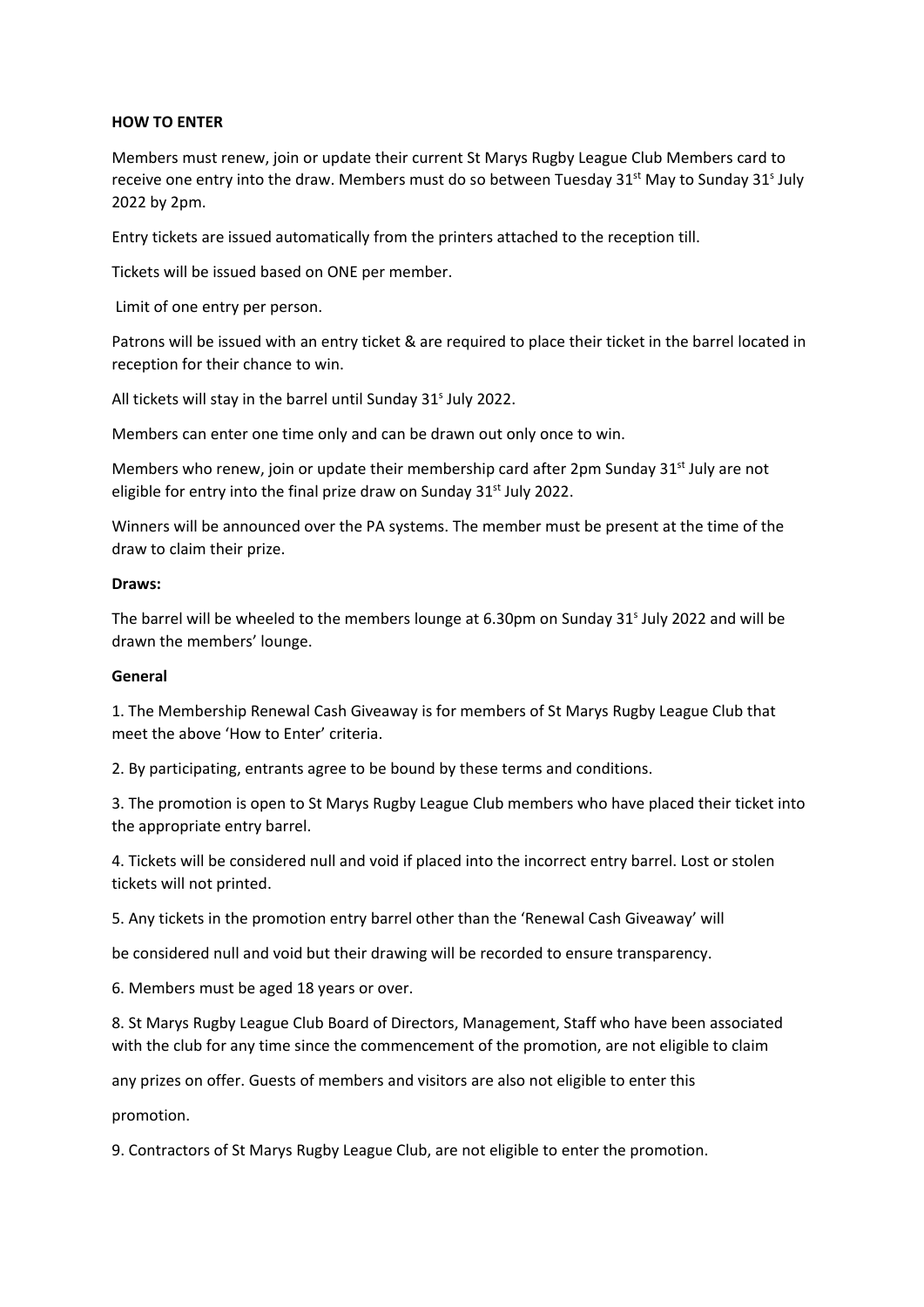**HOW TO ENTER**

Members must renew, join or update their current St Marys Rugby League Club Members card to receive one entry into the draw. Members must do so between Tuesday 31st May to Sunday 31s July 2022 by 2pm.

Entry tickets are issued automatically from the printers attached to the reception till.

Tickets will be issued based on ONE per member.

Limit of one entry per person.

Patrons will be issued with an entry ticket & are required to place their ticket in the barrel located in reception for their chance to win.

All tickets will stay in the barrel until Sunday 31s July 2022.

Members can enter one time only and can be drawn out only once to win.

Members who renew, join or update their membership card after 2pm Sunday 31st July are not eligible for entry into the final prize draw on Sunday 31st July 2022.

Winners will be announced over the PA systems. The member must be present at the time of the draw to claim their prize.

**Draws:**

The barrel will be wheeled to the members lounge at 6.30pm on Sunday 31s July 2022 and will be drawn the members' lounge.

**General**

1. The Membership Renewal Cash Giveaway is for members of St Marys Rugby League Club that meet the above 'How to Enter' criteria.

2. By participating, entrants agree to be bound by these terms and conditions.

3. The promotion is open to St Marys Rugby League Club members who have placed their ticket into the appropriate entry barrel.

4. Tickets will be considered null and void if placed into the incorrect entry barrel. Lost or stolen tickets will not printed.

5. Any tickets in the promotion entry barrel other than the 'Renewal Cash Giveaway' will

be considered null and void but their drawing will be recorded to ensure transparency.

6. Members must be aged 18 years or over.

8. St Marys Rugby League Club Board of Directors, Management, Staff who have been associated with the club for any time since the commencement of the promotion, are not eligible to claim

any prizes on offer. Guests of members and visitors are also not eligible to enter this

promotion.

9. Contractors of St Marys Rugby League Club, are not eligible to enter the promotion.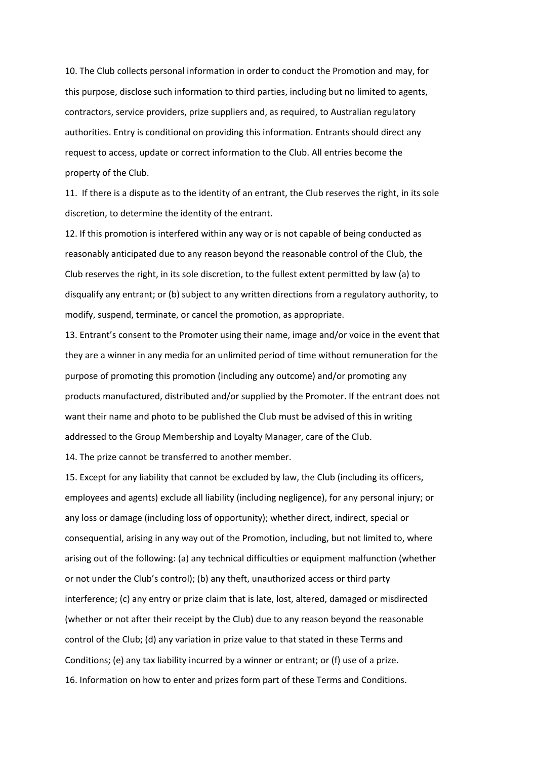10. The Club collects personal information in order to conduct the Promotion and may, for this purpose, disclose such information to third parties, including but no limited to agents, contractors, service providers, prize suppliers and, as required, to Australian regulatory authorities. Entry is conditional on providing this information. Entrants should direct any request to access, update or correct information to the Club. All entries become the property of the Club.

11. If there is a dispute as to the identity of an entrant, the Club reserves the right, in its sole discretion, to determine the identity of the entrant.

12. If this promotion is interfered within any way or is not capable of being conducted as reasonably anticipated due to any reason beyond the reasonable control of the Club, the Club reserves the right, in its sole discretion, to the fullest extent permitted by law (a) to disqualify any entrant; or (b) subject to any written directions from a regulatory authority, to modify, suspend, terminate, or cancel the promotion, as appropriate.

13. Entrant's consent to the Promoter using their name, image and/or voice in the event that they are a winner in any media for an unlimited period of time without remuneration for the purpose of promoting this promotion (including any outcome) and/or promoting any products manufactured, distributed and/or supplied by the Promoter. If the entrant does not want their name and photo to be published the Club must be advised of this in writing addressed to the Group Membership and Loyalty Manager, care of the Club.

14. The prize cannot be transferred to another member.

15. Except for any liability that cannot be excluded by law, the Club (including its officers, employees and agents) exclude all liability (including negligence), for any personal injury; or any loss or damage (including loss of opportunity); whether direct, indirect, special or consequential, arising in any way out of the Promotion, including, but not limited to, where arising out of the following: (a) any technical difficulties or equipment malfunction (whether or not under the Club's control); (b) any theft, unauthorized access or third party interference; (c) any entry or prize claim that is late, lost, altered, damaged or misdirected (whether or not after their receipt by the Club) due to any reason beyond the reasonable control of the Club; (d) any variation in prize value to that stated in these Terms and Conditions; (e) any tax liability incurred by a winner or entrant; or (f) use of a prize.

16. Information on how to enter and prizes form part of these Terms and Conditions.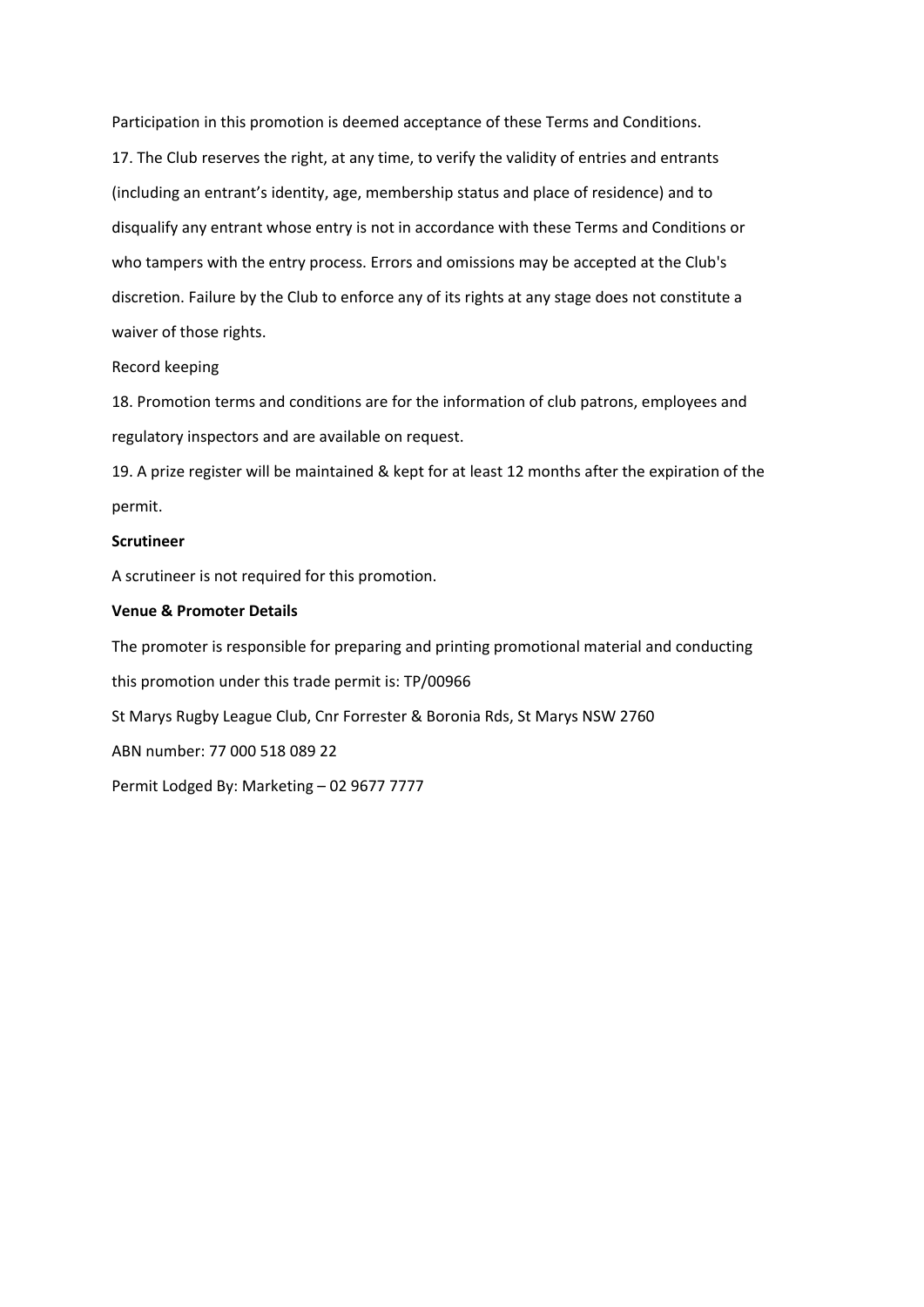Participation in this promotion is deemed acceptance of these Terms and Conditions.

17. The Club reserves the right, at any time, to verify the validity of entries and entrants (including an entrant's identity, age, membership status and place of residence) and to disqualify any entrant whose entry is not in accordance with these Terms and Conditions or who tampers with the entry process. Errors and omissions may be accepted at the Club's discretion. Failure by the Club to enforce any of its rights at any stage does not constitute a waiver of those rights.

Record keeping

18. Promotion terms and conditions are for the information of club patrons, employees and regulatory inspectors and are available on request.

19. A prize register will be maintained & kept for at least 12 months after the expiration of the permit.

**Scrutineer**

A scrutineer is not required for this promotion.

**Venue & Promoter Details**

The promoter is responsible for preparing and printing promotional material and conducting this promotion under this trade permit is: TP/00966

St Marys Rugby League Club, Cnr Forrester & Boronia Rds, St Marys NSW 2760

ABN number: 77 000 518 089 22

Permit Lodged By: Marketing – 02 9677 7777